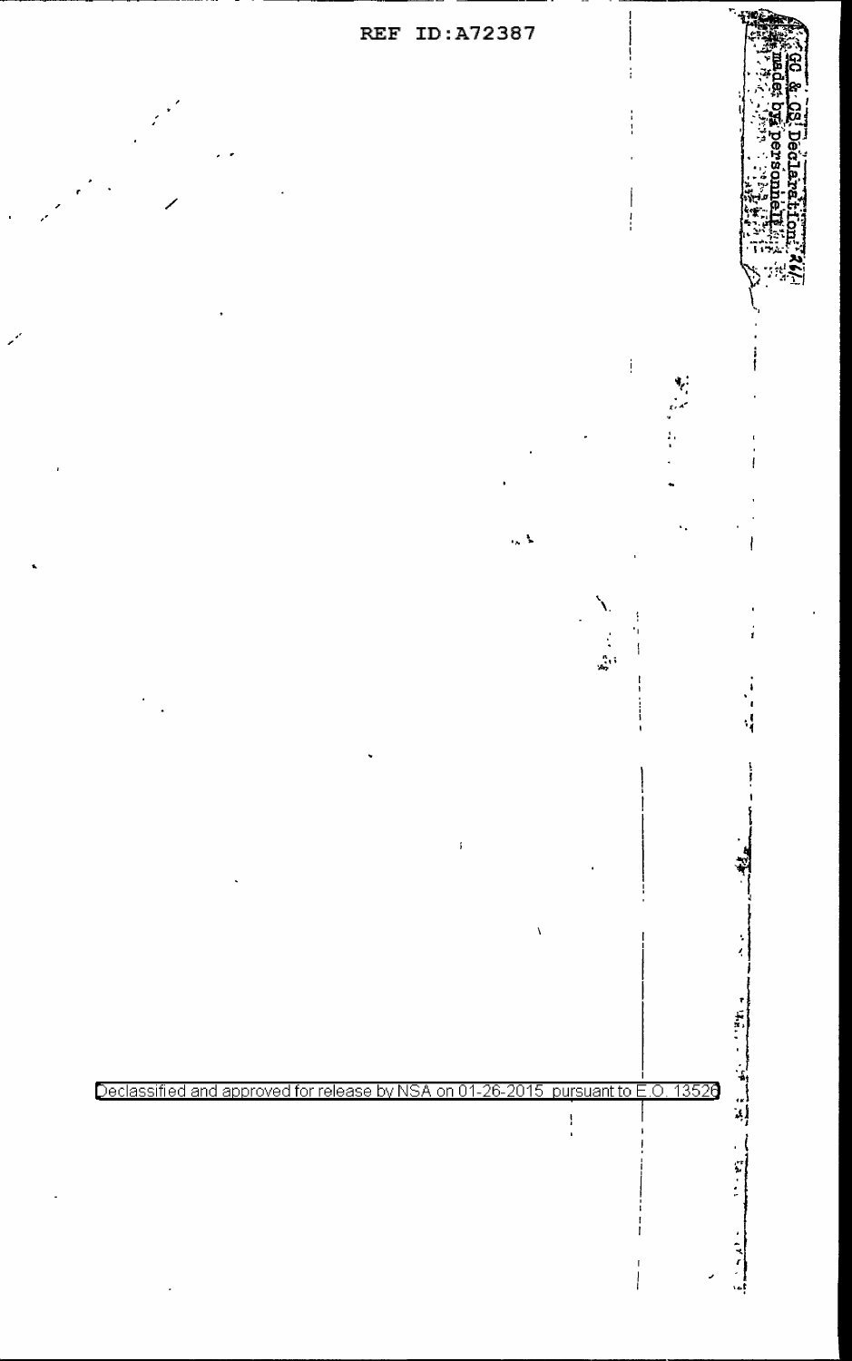GC & CS Declaration 241 made by personnel

Declassified and approved for release by NSA on 01-26-2015 pursuant to E.O. 13526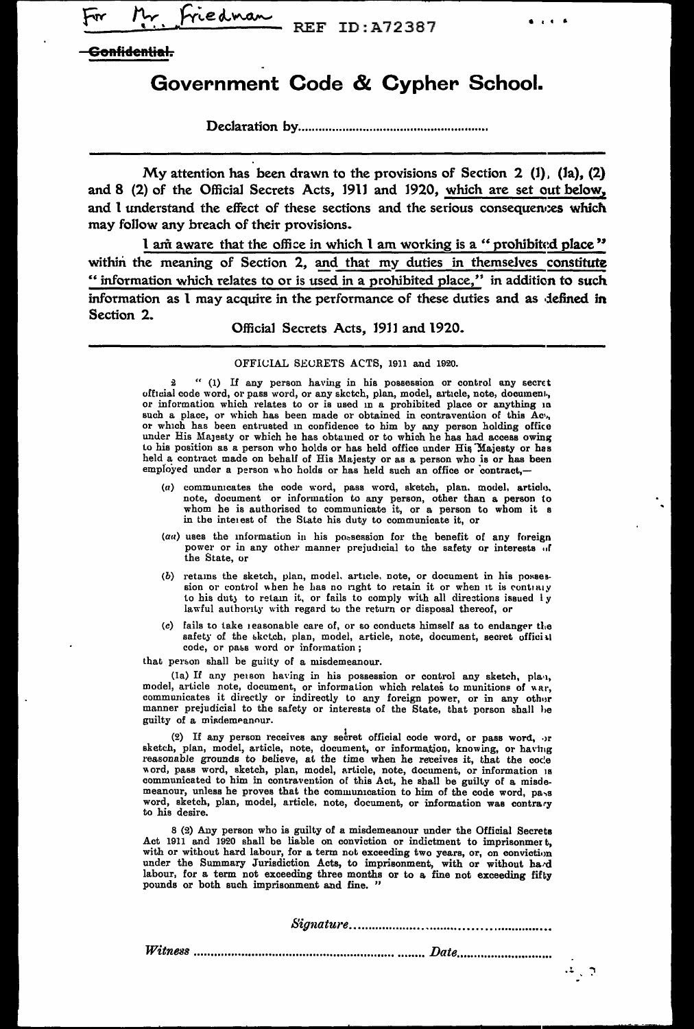For Mr. Friedman REF ID:A72387

~~Confidential.~~

# Government Code & Cypher School.

Declaration by........................................................

My attention has been drawn to the provisions of Section 2 (1), (1a), (2) and 8 (2) of the Official Secrets Acts, 1911 and 1920, which are set out below, and I understand the effect of these sections and the serious consequences which may follow any breach of their provisions.

I am aware that the office in which I am working is a "prohibited place" within the meaning of Section 2, and that my duties in themselves constitute "information which relates to or is used in a prohibited place," in addition to such information as I may acquire in the performance of these duties and as defined in Section 2.

Official Secrets Acts, 1911 and 1920.

---

OFFICIAL SECRETS ACTS, 1911 and 1920.

2 " (1) If any person having in his possession or control any secret official code word, or pass word, or any sketch, plan, model, article, note, document, or information which relates to or is used in a prohibited place or anything in such a place, or which has been made or obtained in contravention of this Act, or which has been entrusted in confidence to him by any person holding office under His Majesty or which he has obtained or to which he has had access owing to his position as a person who holds or has held office under His Majesty or has held a contract made on behalf of His Majesty or as a person who is or has been employed under a person who holds or has held such an office or contract,—

(a) communicates the code word, pass word, sketch, plan, model, article, note, document or information to any person, other than a person to whom he is authorised to communicate it, or a person to whom it is in the interest of the State his duty to communicate it, or

(aa) uses the information in his possession for the benefit of any foreign power or in any other manner prejudicial to the safety or interests of the State, or

(b) retains the sketch, plan, model, article, note, or document in his possession or control when he has no right to retain it or when it is contrary to his duty to retain it, or fails to comply with all directions issued by lawful authority with regard to the return or disposal thereof, or

(c) fails to take reasonable care of, or so conducts himself as to endanger the safety of the sketch, plan, model, article, note, document, secret official code, or pass word or information;

that person shall be guilty of a misdemeanour.

(1a) If any person having in his possession or control any sketch, plan, model, article note, document, or information which relates to munitions of war, communicates it directly or indirectly to any foreign power, or in any other manner prejudicial to the safety or interests of the State, that person shall be guilty of a misdemeanour.

(2) If any person receives any secret official code word, or pass word, or sketch, plan, model, article, note, document, or information, knowing, or having reasonable grounds to believe, at the time when he receives it, that the code word, pass word, sketch, plan, model, article, note, document, or information is communicated to him in contravention of this Act, he shall be guilty of a misdemeanour, unless he proves that the communication to him of the code word, pass word, sketch, plan, model, article, note, document, or information was contrary to his desire.

8 (2) Any person who is guilty of a misdemeanour under the Official Secrets Act 1911 and 1920 shall be liable on conviction or indictment to imprisonment, with or without hard labour, for a term not exceeding two years, or, on conviction under the Summary Jurisdiction Acts, to imprisonment, with or without hard labour, for a term not exceeding three months or to a fine not exceeding fifty pounds or both such imprisonment and fine. "

*Signature*..................................................

*Witness* .................................................... *Date*..........................